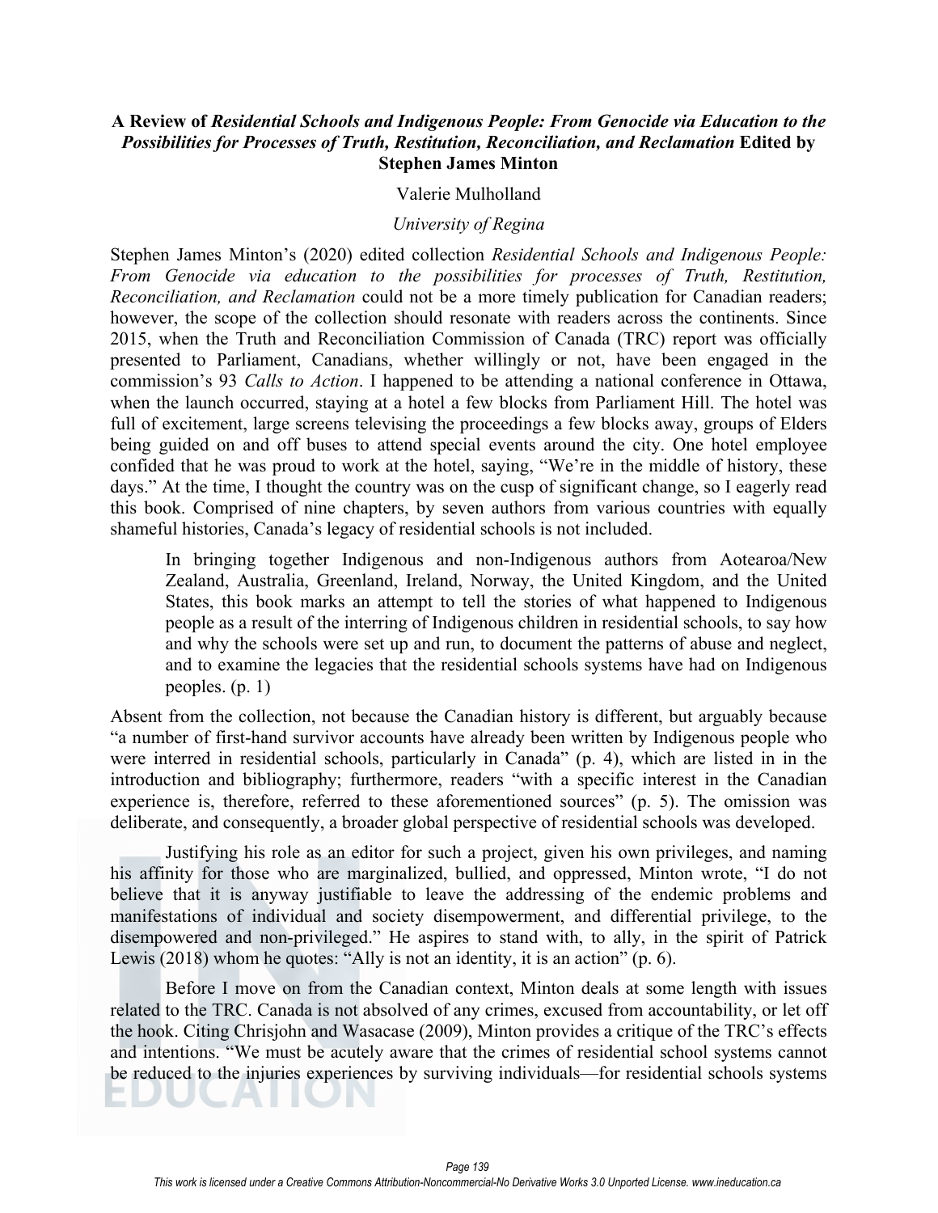**A Review of *Residential Schools and Indigenous People: From Genocide via Education to the Possibilities for Processes of Truth, Restitution, Reconciliation, and Reclamation* Edited by Stephen James Minton**

Valerie Mulholland

*University of Regina*

Stephen James Minton's (2020) edited collection *Residential Schools and Indigenous People: From Genocide via education to the possibilities for processes of Truth, Restitution, Reconciliation, and Reclamation* could not be a more timely publication for Canadian readers; however, the scope of the collection should resonate with readers across the continents. Since 2015, when the Truth and Reconciliation Commission of Canada (TRC) report was officially presented to Parliament, Canadians, whether willingly or not, have been engaged in the commission's 93 *Calls to Action*. I happened to be attending a national conference in Ottawa, when the launch occurred, staying at a hotel a few blocks from Parliament Hill. The hotel was full of excitement, large screens televising the proceedings a few blocks away, groups of Elders being guided on and off buses to attend special events around the city. One hotel employee confided that he was proud to work at the hotel, saying, "We're in the middle of history, these days." At the time, I thought the country was on the cusp of significant change, so I eagerly read this book. Comprised of nine chapters, by seven authors from various countries with equally shameful histories, Canada's legacy of residential schools is not included.

> In bringing together Indigenous and non-Indigenous authors from Aotearoa/New Zealand, Australia, Greenland, Ireland, Norway, the United Kingdom, and the United States, this book marks an attempt to tell the stories of what happened to Indigenous people as a result of the interring of Indigenous children in residential schools, to say how and why the schools were set up and run, to document the patterns of abuse and neglect, and to examine the legacies that the residential schools systems have had on Indigenous peoples. (p. 1)

Absent from the collection, not because the Canadian history is different, but arguably because "a number of first-hand survivor accounts have already been written by Indigenous people who were interred in residential schools, particularly in Canada" (p. 4), which are listed in in the introduction and bibliography; furthermore, readers "with a specific interest in the Canadian experience is, therefore, referred to these aforementioned sources" (p. 5). The omission was deliberate, and consequently, a broader global perspective of residential schools was developed.

Justifying his role as an editor for such a project, given his own privileges, and naming his affinity for those who are marginalized, bullied, and oppressed, Minton wrote, "I do not believe that it is anyway justifiable to leave the addressing of the endemic problems and manifestations of individual and society disempowerment, and differential privilege, to the disempowered and non-privileged." He aspires to stand with, to ally, in the spirit of Patrick Lewis (2018) whom he quotes: "Ally is not an identity, it is an action" (p. 6).

Before I move on from the Canadian context, Minton deals at some length with issues related to the TRC. Canada is not absolved of any crimes, excused from accountability, or let off the hook. Citing Chrisjohn and Wasacase (2009), Minton provides a critique of the TRC's effects and intentions. "We must be acutely aware that the crimes of residential school systems cannot be reduced to the injuries experiences by surviving individuals—for residential schools systems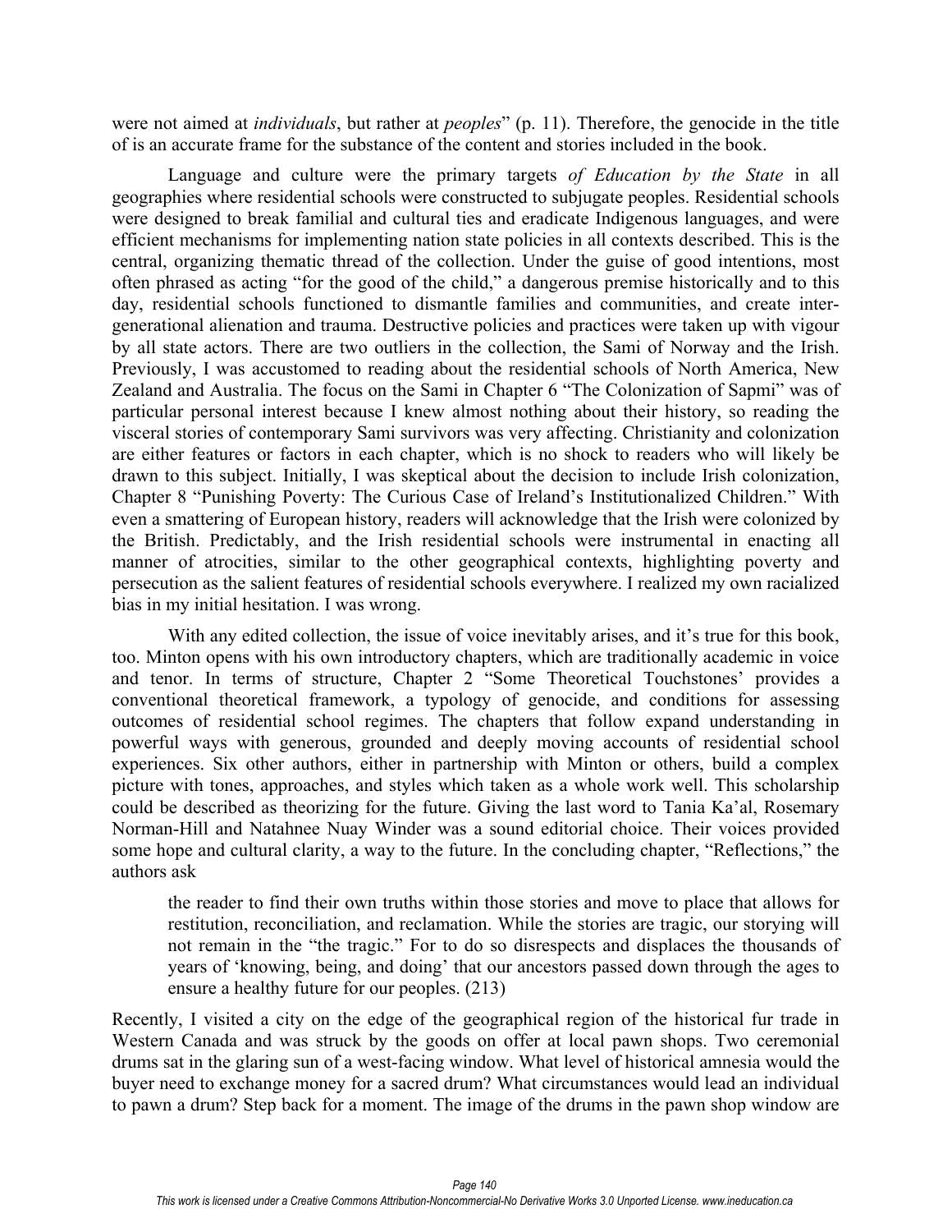were not aimed at *individuals*, but rather at *peoples*" (p. 11). Therefore, the genocide in the title of is an accurate frame for the substance of the content and stories included in the book.

Language and culture were the primary targets *of Education by the State* in all geographies where residential schools were constructed to subjugate peoples. Residential schools were designed to break familial and cultural ties and eradicate Indigenous languages, and were efficient mechanisms for implementing nation state policies in all contexts described. This is the central, organizing thematic thread of the collection. Under the guise of good intentions, most often phrased as acting "for the good of the child," a dangerous premise historically and to this day, residential schools functioned to dismantle families and communities, and create inter-generational alienation and trauma. Destructive policies and practices were taken up with vigour by all state actors. There are two outliers in the collection, the Sami of Norway and the Irish. Previously, I was accustomed to reading about the residential schools of North America, New Zealand and Australia. The focus on the Sami in Chapter 6 "The Colonization of Sapmi" was of particular personal interest because I knew almost nothing about their history, so reading the visceral stories of contemporary Sami survivors was very affecting. Christianity and colonization are either features or factors in each chapter, which is no shock to readers who will likely be drawn to this subject. Initially, I was skeptical about the decision to include Irish colonization, Chapter 8 "Punishing Poverty: The Curious Case of Ireland's Institutionalized Children." With even a smattering of European history, readers will acknowledge that the Irish were colonized by the British. Predictably, and the Irish residential schools were instrumental in enacting all manner of atrocities, similar to the other geographical contexts, highlighting poverty and persecution as the salient features of residential schools everywhere. I realized my own racialized bias in my initial hesitation. I was wrong.

With any edited collection, the issue of voice inevitably arises, and it's true for this book, too. Minton opens with his own introductory chapters, which are traditionally academic in voice and tenor. In terms of structure, Chapter 2 "Some Theoretical Touchstones' provides a conventional theoretical framework, a typology of genocide, and conditions for assessing outcomes of residential school regimes. The chapters that follow expand understanding in powerful ways with generous, grounded and deeply moving accounts of residential school experiences. Six other authors, either in partnership with Minton or others, build a complex picture with tones, approaches, and styles which taken as a whole work well. This scholarship could be described as theorizing for the future. Giving the last word to Tania Ka'al, Rosemary Norman-Hill and Natahnee Nuay Winder was a sound editorial choice. Their voices provided some hope and cultural clarity, a way to the future. In the concluding chapter, "Reflections," the authors ask

> the reader to find their own truths within those stories and move to place that allows for restitution, reconciliation, and reclamation. While the stories are tragic, our storying will not remain in the "the tragic." For to do so disrespects and displaces the thousands of years of 'knowing, being, and doing' that our ancestors passed down through the ages to ensure a healthy future for our peoples. (213)

Recently, I visited a city on the edge of the geographical region of the historical fur trade in Western Canada and was struck by the goods on offer at local pawn shops. Two ceremonial drums sat in the glaring sun of a west-facing window. What level of historical amnesia would the buyer need to exchange money for a sacred drum? What circumstances would lead an individual to pawn a drum? Step back for a moment. The image of the drums in the pawn shop window are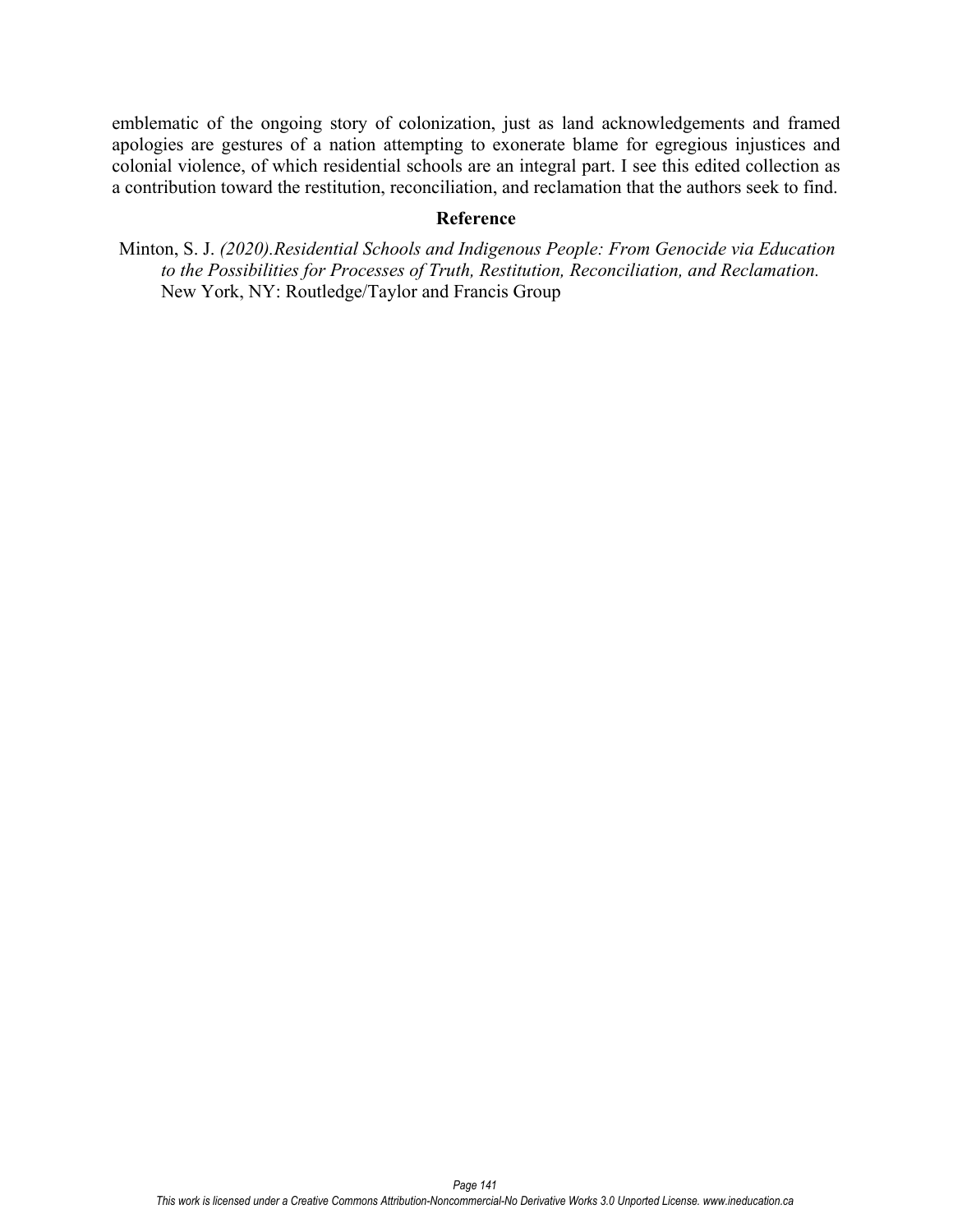emblematic of the ongoing story of colonization, just as land acknowledgements and framed apologies are gestures of a nation attempting to exonerate blame for egregious injustices and colonial violence, of which residential schools are an integral part. I see this edited collection as a contribution toward the restitution, reconciliation, and reclamation that the authors seek to find.

## Reference

Minton, S. J. *(2020).Residential Schools and Indigenous People: From Genocide via Education to the Possibilities for Processes of Truth, Restitution, Reconciliation, and Reclamation.* New York, NY: Routledge/Taylor and Francis Group